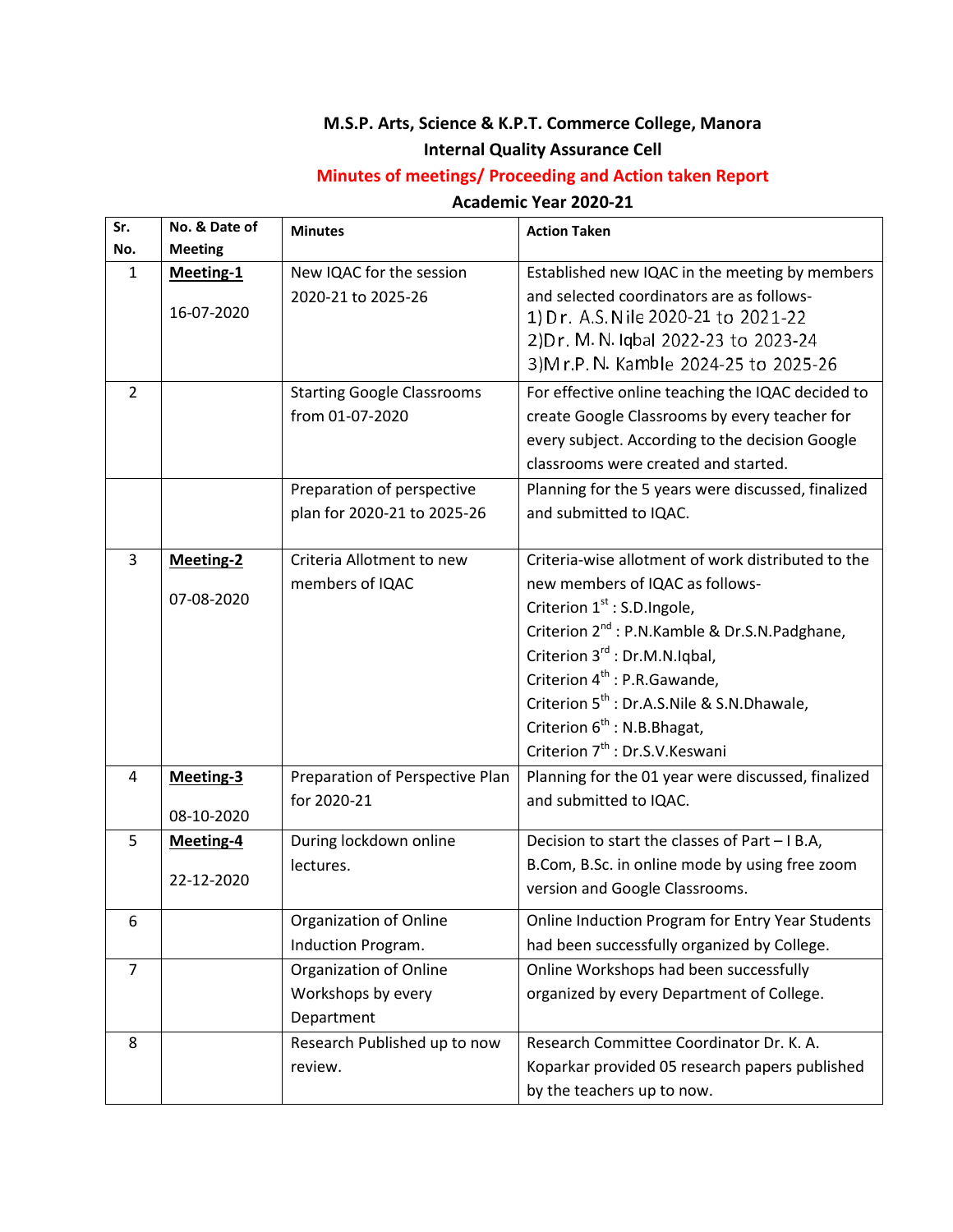**M.S.P. Arts, Science & K.P.T. Commerce College, Manora**

**Internal Quality Assurance Cell**

**Minutes of meetings/ Proceeding and Action taken Report**

**Academic Year 2020-21**

| Sr. No. | No. & Date of Meeting | Minutes | Action Taken |
|---|---|---|---|
| 1 | **Meeting-1** 16-07-2020 | New IQAC for the session 2020-21 to 2025-26 | Established new IQAC in the meeting by members and selected coordinators are as follows- 1) Dr. A.S.Nile 2020-21 to 2021-22 2)Dr. M. N. Iqbal 2022-23 to 2023-24 3)Mr.P. N. Kamble 2024-25 to 2025-26 |
| 2 | | Starting Google Classrooms from 01-07-2020 | For effective online teaching the IQAC decided to create Google Classrooms by every teacher for every subject. According to the decision Google classrooms were created and started. |
| | | Preparation of perspective plan for 2020-21 to 2025-26 | Planning for the 5 years were discussed, finalized and submitted to IQAC. |
| 3 | **Meeting-2** 07-08-2020 | Criteria Allotment to new members of IQAC | Criteria-wise allotment of work distributed to the new members of IQAC as follows- Criterion 1st : S.D.Ingole, Criterion 2nd : P.N.Kamble & Dr.S.N.Padghane, Criterion 3rd : Dr.M.N.Iqbal, Criterion 4th : P.R.Gawande, Criterion 5th : Dr.A.S.Nile & S.N.Dhawale, Criterion 6th : N.B.Bhagat, Criterion 7th : Dr.S.V.Keswani |
| 4 | **Meeting-3** 08-10-2020 | Preparation of Perspective Plan for 2020-21 | Planning for the 01 year were discussed, finalized and submitted to IQAC. |
| 5 | **Meeting-4** 22-12-2020 | During lockdown online lectures. | Decision to start the classes of Part – I B.A, B.Com, B.Sc. in online mode by using free zoom version and Google Classrooms. |
| 6 | | Organization of Online Induction Program. | Online Induction Program for Entry Year Students had been successfully organized by College. |
| 7 | | Organization of Online Workshops by every Department | Online Workshops had been successfully organized by every Department of College. |
| 8 | | Research Published up to now review. | Research Committee Coordinator Dr. K. A. Koparkar provided 05 research papers published by the teachers up to now. |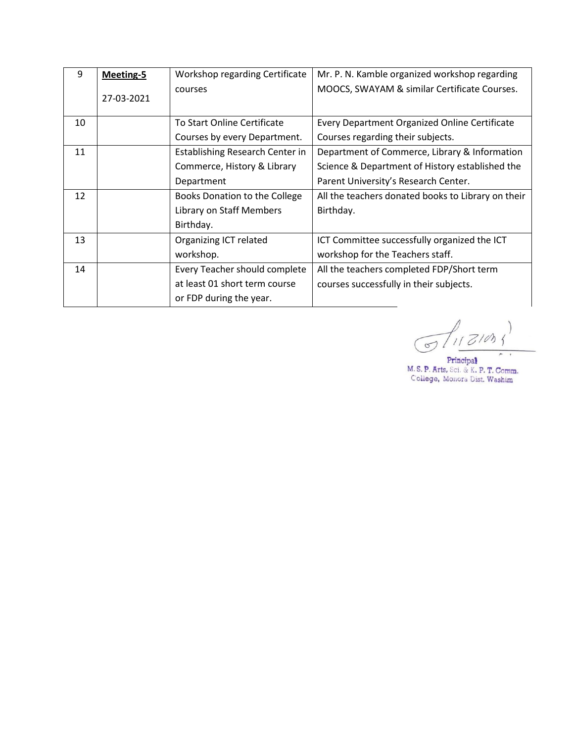| | | | |
|---|---|---|---|
| 9 | **Meeting-5** 27-03-2021 | Workshop regarding Certificate courses | Mr. P. N. Kamble organized workshop regarding MOOCS, SWAYAM & similar Certificate Courses. |
| 10 | | To Start Online Certificate Courses by every Department. | Every Department Organized Online Certificate Courses regarding their subjects. |
| 11 | | Establishing Research Center in Commerce, History & Library Department | Department of Commerce, Library & Information Science & Department of History established the Parent University's Research Center. |
| 12 | | Books Donation to the College Library on Staff Members Birthday. | All the teachers donated books to Library on their Birthday. |
| 13 | | Organizing ICT related workshop. | ICT Committee successfully organized the ICT workshop for the Teachers staff. |
| 14 | | Every Teacher should complete at least 01 short term course or FDP during the year. | All the teachers completed FDP/Short term courses successfully in their subjects. |

Principal
M. S. P. Arts, Sci. & K. P. T. Comm.
College, Monora Dist. Washim